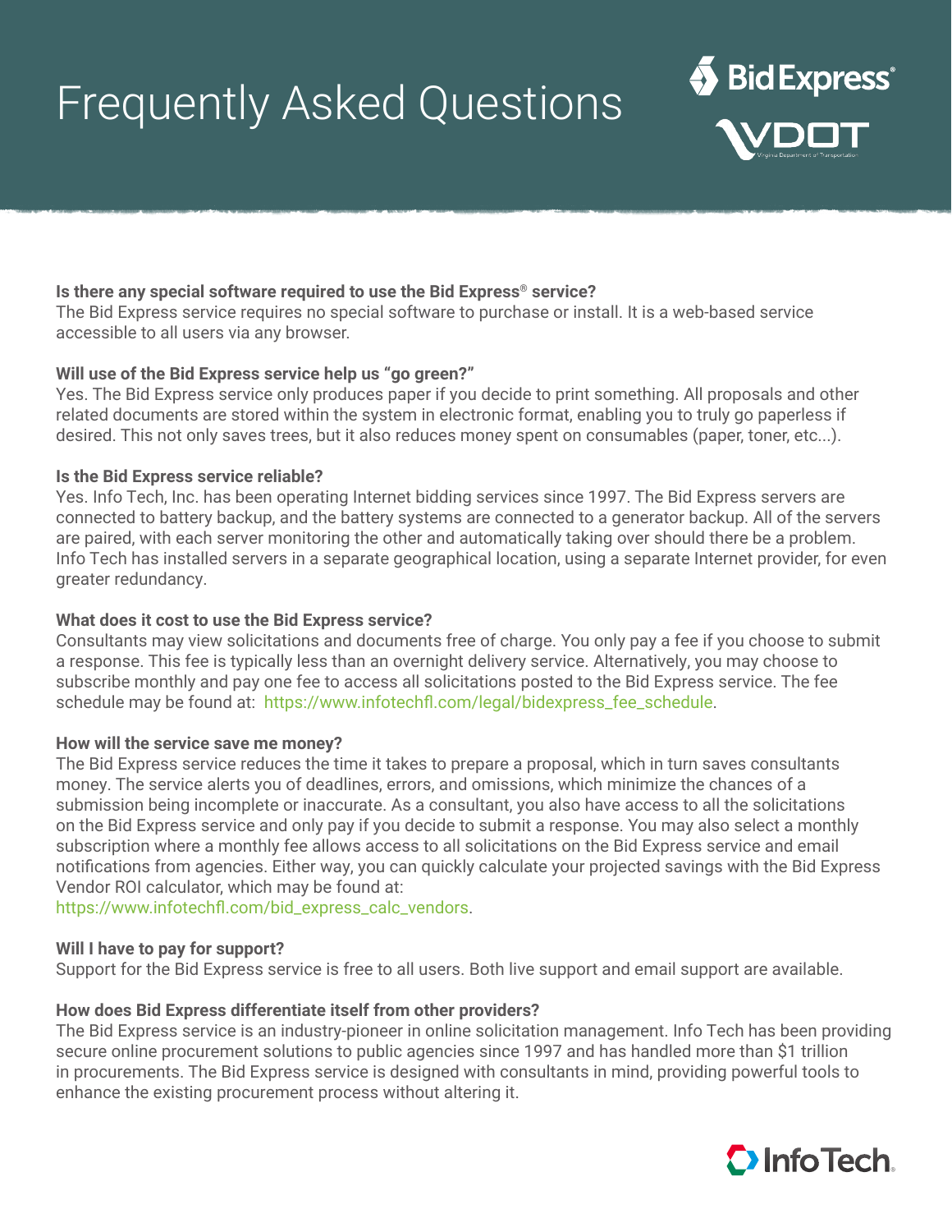# Frequently Asked Questions

**Is there any special software required to use the Bid Express® service?**
The Bid Express service requires no special software to purchase or install. It is a web-based service accessible to all users via any browser.

**Will use of the Bid Express service help us "go green?"**
Yes. The Bid Express service only produces paper if you decide to print something. All proposals and other related documents are stored within the system in electronic format, enabling you to truly go paperless if desired. This not only saves trees, but it also reduces money spent on consumables (paper, toner, etc...).

**Is the Bid Express service reliable?**
Yes. Info Tech, Inc. has been operating Internet bidding services since 1997. The Bid Express servers are connected to battery backup, and the battery systems are connected to a generator backup. All of the servers are paired, with each server monitoring the other and automatically taking over should there be a problem. Info Tech has installed servers in a separate geographical location, using a separate Internet provider, for even greater redundancy.

**What does it cost to use the Bid Express service?**
Consultants may view solicitations and documents free of charge. You only pay a fee if you choose to submit a response. This fee is typically less than an overnight delivery service. Alternatively, you may choose to subscribe monthly and pay one fee to access all solicitations posted to the Bid Express service. The fee schedule may be found at: https://www.infotechfl.com/legal/bidexpress_fee_schedule.

**How will the service save me money?**
The Bid Express service reduces the time it takes to prepare a proposal, which in turn saves consultants money. The service alerts you of deadlines, errors, and omissions, which minimize the chances of a submission being incomplete or inaccurate. As a consultant, you also have access to all the solicitations on the Bid Express service and only pay if you decide to submit a response. You may also select a monthly subscription where a monthly fee allows access to all solicitations on the Bid Express service and email notifications from agencies. Either way, you can quickly calculate your projected savings with the Bid Express Vendor ROI calculator, which may be found at:
https://www.infotechfl.com/bid_express_calc_vendors.

**Will I have to pay for support?**
Support for the Bid Express service is free to all users. Both live support and email support are available.

**How does Bid Express differentiate itself from other providers?**
The Bid Express service is an industry-pioneer in online solicitation management. Info Tech has been providing secure online procurement solutions to public agencies since 1997 and has handled more than $1 trillion in procurements. The Bid Express service is designed with consultants in mind, providing powerful tools to enhance the existing procurement process without altering it.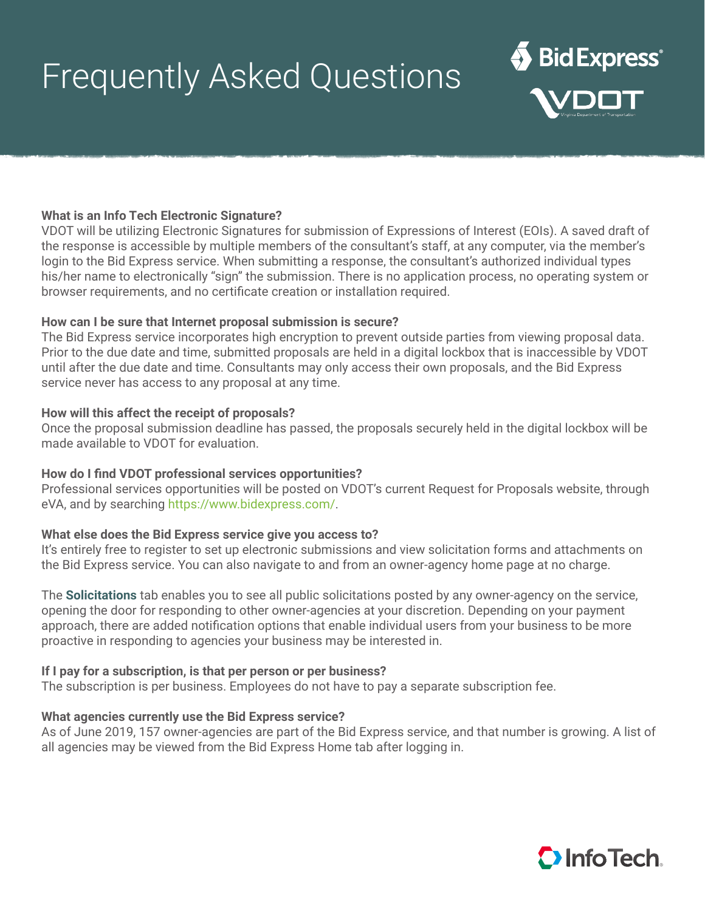# Frequently Asked Questions

**What is an Info Tech Electronic Signature?**
VDOT will be utilizing Electronic Signatures for submission of Expressions of Interest (EOIs). A saved draft of the response is accessible by multiple members of the consultant's staff, at any computer, via the member's login to the Bid Express service. When submitting a response, the consultant's authorized individual types his/her name to electronically "sign" the submission. There is no application process, no operating system or browser requirements, and no certificate creation or installation required.

**How can I be sure that Internet proposal submission is secure?**
The Bid Express service incorporates high encryption to prevent outside parties from viewing proposal data. Prior to the due date and time, submitted proposals are held in a digital lockbox that is inaccessible by VDOT until after the due date and time. Consultants may only access their own proposals, and the Bid Express service never has access to any proposal at any time.

**How will this affect the receipt of proposals?**
Once the proposal submission deadline has passed, the proposals securely held in the digital lockbox will be made available to VDOT for evaluation.

**How do I find VDOT professional services opportunities?**
Professional services opportunities will be posted on VDOT's current Request for Proposals website, through eVA, and by searching https://www.bidexpress.com/.

**What else does the Bid Express service give you access to?**
It's entirely free to register to set up electronic submissions and view solicitation forms and attachments on the Bid Express service. You can also navigate to and from an owner-agency home page at no charge.

The **Solicitations** tab enables you to see all public solicitations posted by any owner-agency on the service, opening the door for responding to other owner-agencies at your discretion. Depending on your payment approach, there are added notification options that enable individual users from your business to be more proactive in responding to agencies your business may be interested in.

**If I pay for a subscription, is that per person or per business?**
The subscription is per business. Employees do not have to pay a separate subscription fee.

**What agencies currently use the Bid Express service?**
As of June 2019, 157 owner-agencies are part of the Bid Express service, and that number is growing. A list of all agencies may be viewed from the Bid Express Home tab after logging in.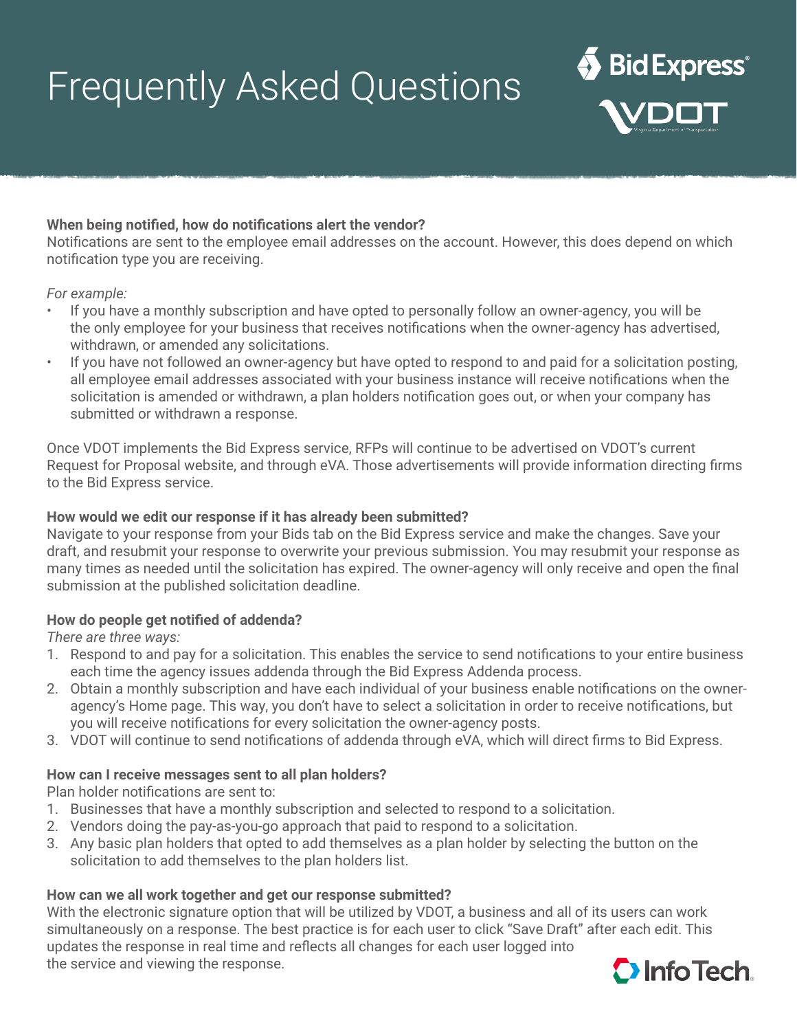# Frequently Asked Questions

**When being notified, how do notifications alert the vendor?**
Notifications are sent to the employee email addresses on the account. However, this does depend on which notification type you are receiving.

*For example:*

- If you have a monthly subscription and have opted to personally follow an owner-agency, you will be the only employee for your business that receives notifications when the owner-agency has advertised, withdrawn, or amended any solicitations.
- If you have not followed an owner-agency but have opted to respond to and paid for a solicitation posting, all employee email addresses associated with your business instance will receive notifications when the solicitation is amended or withdrawn, a plan holders notification goes out, or when your company has submitted or withdrawn a response.

Once VDOT implements the Bid Express service, RFPs will continue to be advertised on VDOT's current Request for Proposal website, and through eVA. Those advertisements will provide information directing firms to the Bid Express service.

**How would we edit our response if it has already been submitted?**
Navigate to your response from your Bids tab on the Bid Express service and make the changes. Save your draft, and resubmit your response to overwrite your previous submission. You may resubmit your response as many times as needed until the solicitation has expired. The owner-agency will only receive and open the final submission at the published solicitation deadline.

**How do people get notified of addenda?**
*There are three ways:*

1. Respond to and pay for a solicitation. This enables the service to send notifications to your entire business each time the agency issues addenda through the Bid Express Addenda process.
2. Obtain a monthly subscription and have each individual of your business enable notifications on the owner-agency's Home page. This way, you don't have to select a solicitation in order to receive notifications, but you will receive notifications for every solicitation the owner-agency posts.
3. VDOT will continue to send notifications of addenda through eVA, which will direct firms to Bid Express.

**How can I receive messages sent to all plan holders?**
Plan holder notifications are sent to:

1. Businesses that have a monthly subscription and selected to respond to a solicitation.
2. Vendors doing the pay-as-you-go approach that paid to respond to a solicitation.
3. Any basic plan holders that opted to add themselves as a plan holder by selecting the button on the solicitation to add themselves to the plan holders list.

**How can we all work together and get our response submitted?**
With the electronic signature option that will be utilized by VDOT, a business and all of its users can work simultaneously on a response. The best practice is for each user to click "Save Draft" after each edit. This updates the response in real time and reflects all changes for each user logged into the service and viewing the response.